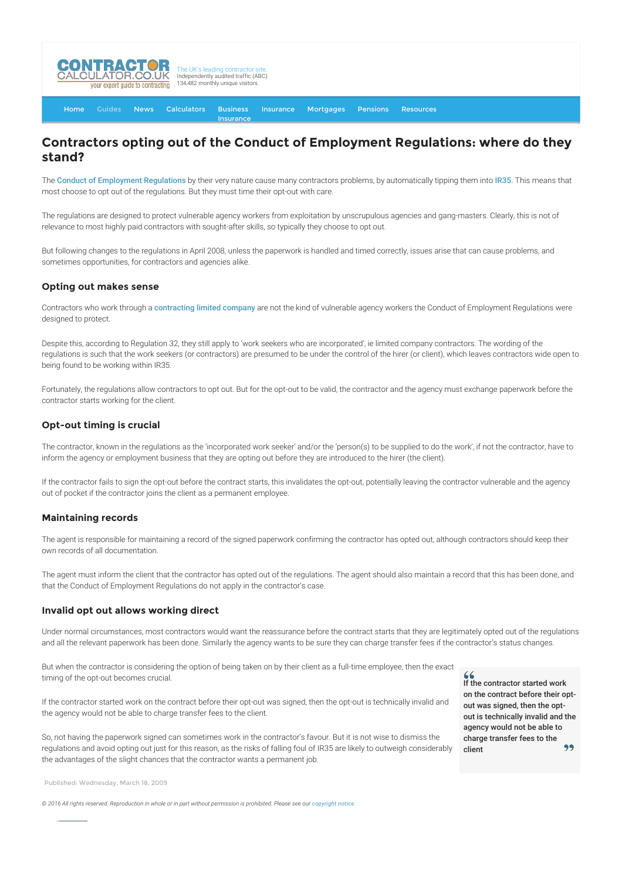# Contractors opting out of the Conduct of Employment Regulations: where do they stand?

The Conduct of Employment Regulations by their very nature cause many contractors problems, by automatically tipping them into IR35. This means that most choose to opt out of the regulations. But they must time their opt-out with care.

The regulations are designed to protect vulnerable agency workers from exploitation by unscrupulous agencies and gang-masters. Clearly, this is not of relevance to most highly paid contractors with sought-after skills, so typically they choose to opt out.

But following changes to the regulations in April 2008, unless the paperwork is handled and timed correctly, issues arise that can cause problems, and sometimes opportunities, for contractors and agencies alike.

### Opting out makes sense

Contractors who work through a **contracting limited company** are not the kind of vulnerable agency workers the Conduct of Employment Regulations were designed to protect.

Despite this, according to Regulation 32, they still apply to 'work seekers who are incorporated', ie limited company contractors. The wording of the regulations is such that the work seekers (or contractors) are presumed to be under the control of the hirer (or client), which leaves contractors wide open to being found to be working within IR35.

Fortunately, the regulations allow contractors to opt out. But for the opt-out to be valid, the contractor and the agency must exchange paperwork before the contractor starts working for the client.

### Opt-out timing is crucial

The contractor, known in the regulations as the 'incorporated work seeker' and/or the 'person(s) to be supplied to do the work', if not the contractor, have to inform the agency or employment business that they are opting out before they are introduced to the hirer (the client).

If the contractor fails to sign the opt-out before the contract starts, this invalidates the opt-out, potentially leaving the contractor vulnerable and the agency out of pocket if the contractor joins the client as a permanent employee.

### Maintaining records

The agent is responsible for maintaining a record of the signed paperwork confirming the contractor has opted out, although contractors should keep their own records of all documentation.

The agent must inform the client that the contractor has opted out of the regulations. The agent should also maintain a record that this has been done, and that the Conduct of Employment Regulations do not apply in the contractor's case.

### Invalid opt out allows working direct

Under normal circumstances, most contractors would want the reassurance before the contract starts that they are legitimately opted out of the regulations and all the relevant paperwork has been done. Similarly the agency wants to be sure they can charge transfer fees if the contractor's status changes.

But when the contractor is considering the option of being taken on by their client as a full-time employee, then the exact timing of the opt-out becomes crucial.

If the contractor started work on the contract before their opt-out was signed, then the opt-out is technically invalid and the agency would not be able to charge transfer fees to the client.

> **"If the contractor started work on the contract before their opt-out was signed, then the opt-out is technically invalid and the agency would not be able to charge transfer fees to the client"**

So, not having the paperwork signed can sometimes work in the contractor's favour. But it is not wise to dismiss the regulations and avoid opting out just for this reason, as the risks of falling foul of IR35 are likely to outweigh considerably the advantages of the slight chances that the contractor wants a permanent job.

Published: Wednesday, March 18, 2009

*© 2016 All rights reserved. Reproduction in whole or in part without permission is prohibited. Please see our copyright notice.*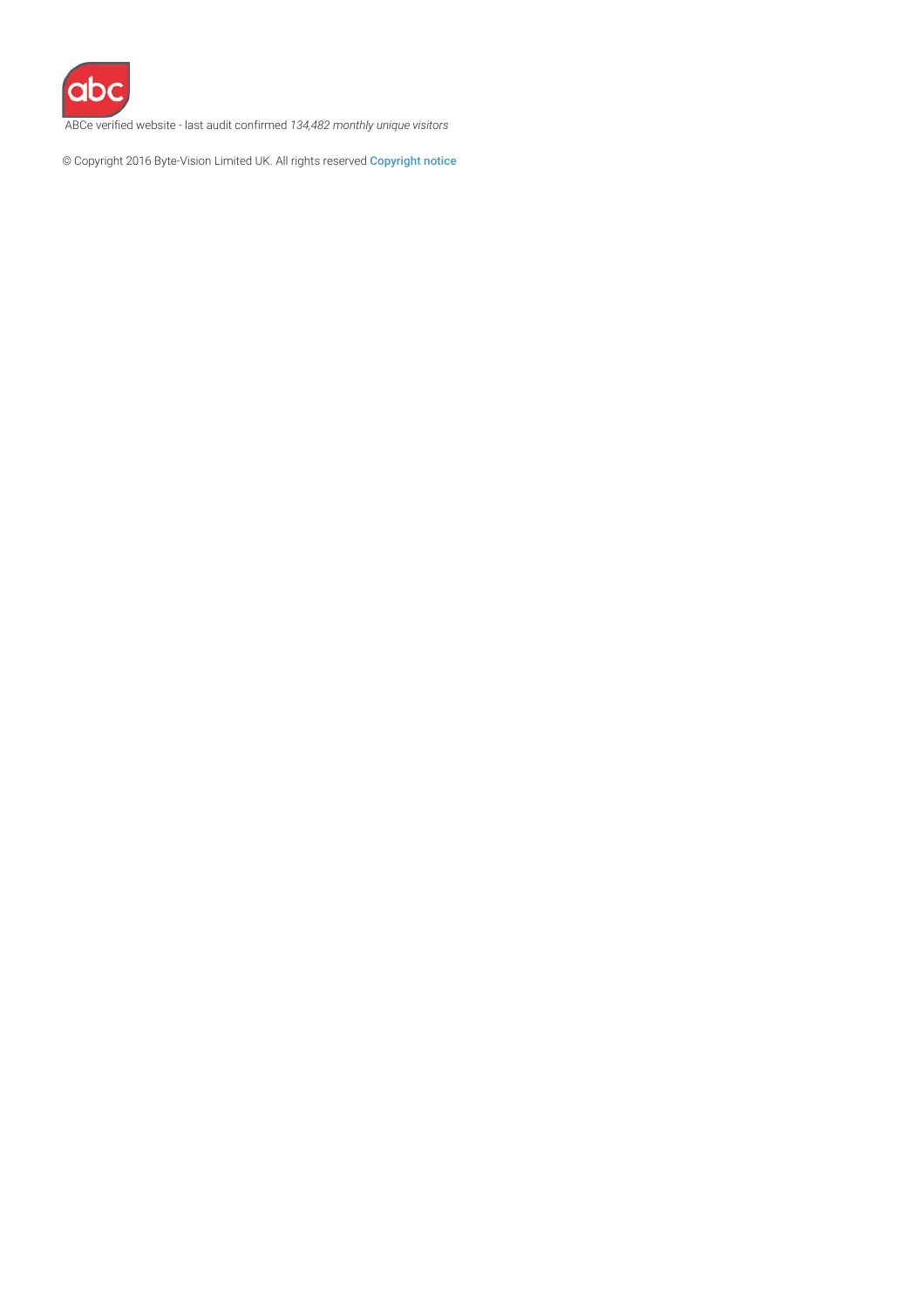ABCe verified website - last audit confirmed *134,482 monthly unique visitors*

© Copyright 2016 Byte-Vision Limited UK. All rights reserved **Copyright notice**